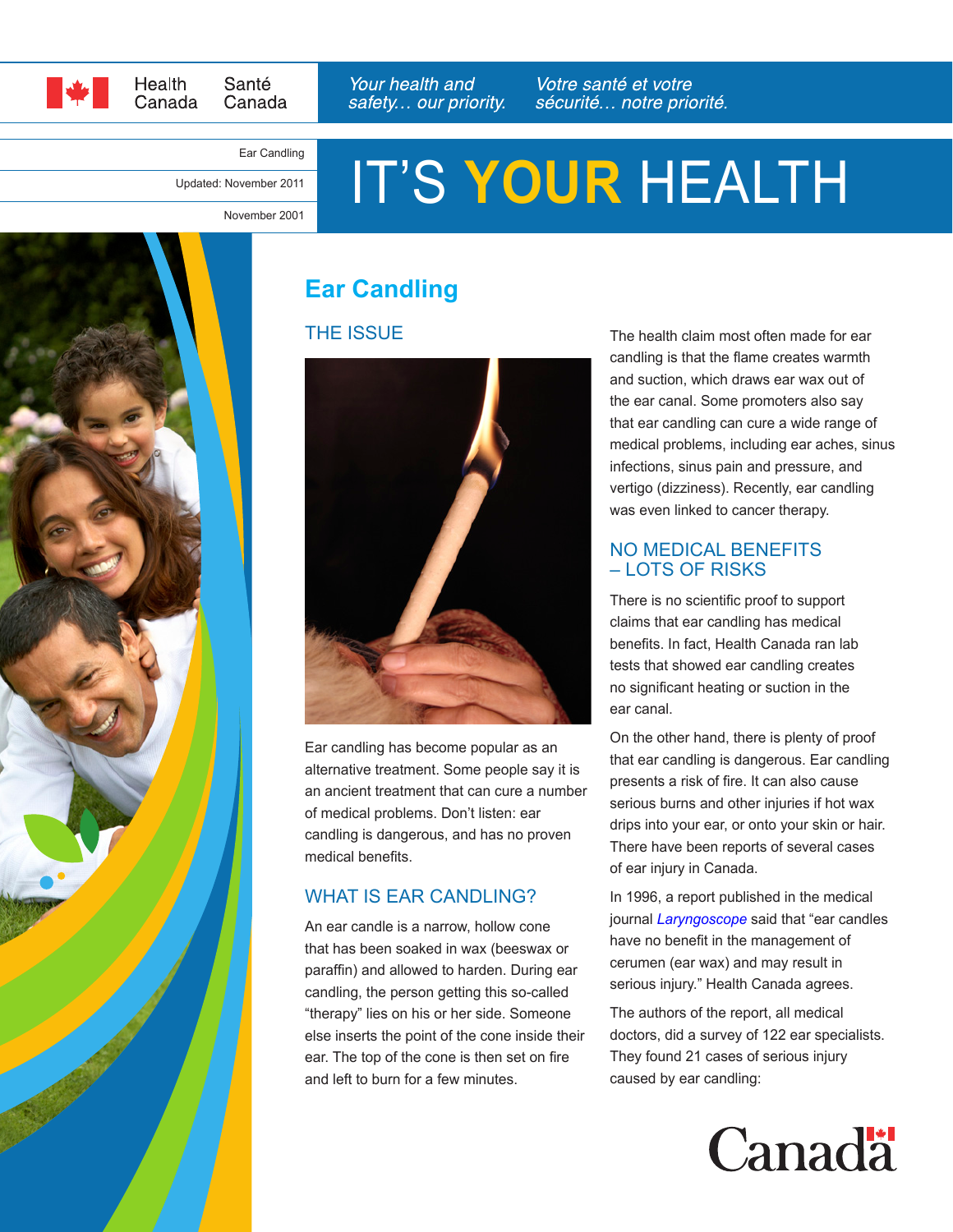Health Canada / Santé Canada

*Your health and safety… our priority.* / *Votre santé et votre sécurité… notre priorité.*

Ear Candling

Updated: November 2011

November 2001

# IT'S **YOUR** HEALTH

## Ear Candling

### THE ISSUE

Ear candling has become popular as an alternative treatment. Some people say it is an ancient treatment that can cure a number of medical problems. Don't listen: ear candling is dangerous, and has no proven medical benefits.

### WHAT IS EAR CANDLING?

An ear candle is a narrow, hollow cone that has been soaked in wax (beeswax or paraffin) and allowed to harden. During ear candling, the person getting this so-called "therapy" lies on his or her side. Someone else inserts the point of the cone inside their ear. The top of the cone is then set on fire and left to burn for a few minutes.

The health claim most often made for ear candling is that the flame creates warmth and suction, which draws ear wax out of the ear canal. Some promoters also say that ear candling can cure a wide range of medical problems, including ear aches, sinus infections, sinus pain and pressure, and vertigo (dizziness). Recently, ear candling was even linked to cancer therapy.

### NO MEDICAL BENEFITS – LOTS OF RISKS

There is no scientific proof to support claims that ear candling has medical benefits. In fact, Health Canada ran lab tests that showed ear candling creates no significant heating or suction in the ear canal.

On the other hand, there is plenty of proof that ear candling is dangerous. Ear candling presents a risk of fire. It can also cause serious burns and other injuries if hot wax drips into your ear, or onto your skin or hair. There have been reports of several cases of ear injury in Canada.

In 1996, a report published in the medical journal *Laryngoscope* said that "ear candles have no benefit in the management of cerumen (ear wax) and may result in serious injury." Health Canada agrees.

The authors of the report, all medical doctors, did a survey of 122 ear specialists. They found 21 cases of serious injury caused by ear candling:

Canada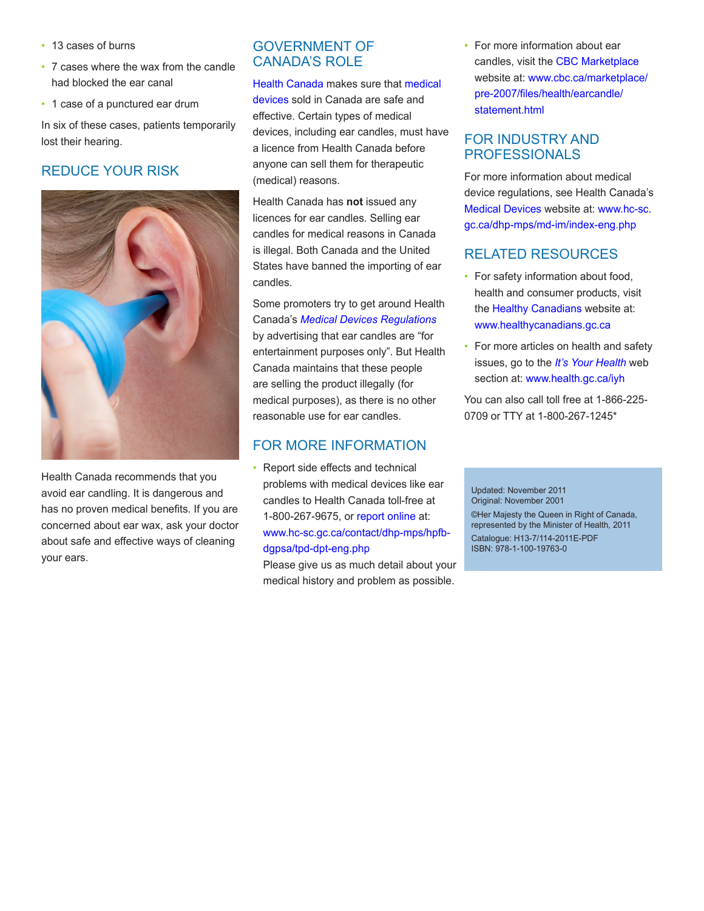- 13 cases of burns
- 7 cases where the wax from the candle had blocked the ear canal
- 1 case of a punctured ear drum

In six of these cases, patients temporarily lost their hearing.

## REDUCE YOUR RISK

Health Canada recommends that you avoid ear candling. It is dangerous and has no proven medical benefits. If you are concerned about ear wax, ask your doctor about safe and effective ways of cleaning your ears.

## GOVERNMENT OF CANADA'S ROLE

Health Canada makes sure that medical devices sold in Canada are safe and effective. Certain types of medical devices, including ear candles, must have a licence from Health Canada before anyone can sell them for therapeutic (medical) reasons.

Health Canada has **not** issued any licences for ear candles. Selling ear candles for medical reasons in Canada is illegal. Both Canada and the United States have banned the importing of ear candles.

Some promoters try to get around Health Canada's *Medical Devices Regulations* by advertising that ear candles are "for entertainment purposes only". But Health Canada maintains that these people are selling the product illegally (for medical purposes), as there is no other reasonable use for ear candles.

## FOR MORE INFORMATION

- Report side effects and technical problems with medical devices like ear candles to Health Canada toll-free at 1-800-267-9675, or report online at: www.hc-sc.gc.ca/contact/dhp-mps/hpfb-dgpsa/tpd-dpt-eng.php
  Please give us as much detail about your medical history and problem as possible.
- For more information about ear candles, visit the CBC Marketplace website at: www.cbc.ca/marketplace/pre-2007/files/health/earcandle/statement.html

## FOR INDUSTRY AND PROFESSIONALS

For more information about medical device regulations, see Health Canada's Medical Devices website at: www.hc-sc.gc.ca/dhp-mps/md-im/index-eng.php

## RELATED RESOURCES

- For safety information about food, health and consumer products, visit the Healthy Canadians website at: www.healthycanadians.gc.ca
- For more articles on health and safety issues, go to the *It's Your Health* web section at: www.health.gc.ca/iyh

You can also call toll free at 1-866-225-0709 or TTY at 1-800-267-1245*

Updated: November 2011
Original: November 2001

©Her Majesty the Queen in Right of Canada, represented by the Minister of Health, 2011

Catalogue: H13-7/114-2011E-PDF
ISBN: 978-1-100-19763-0